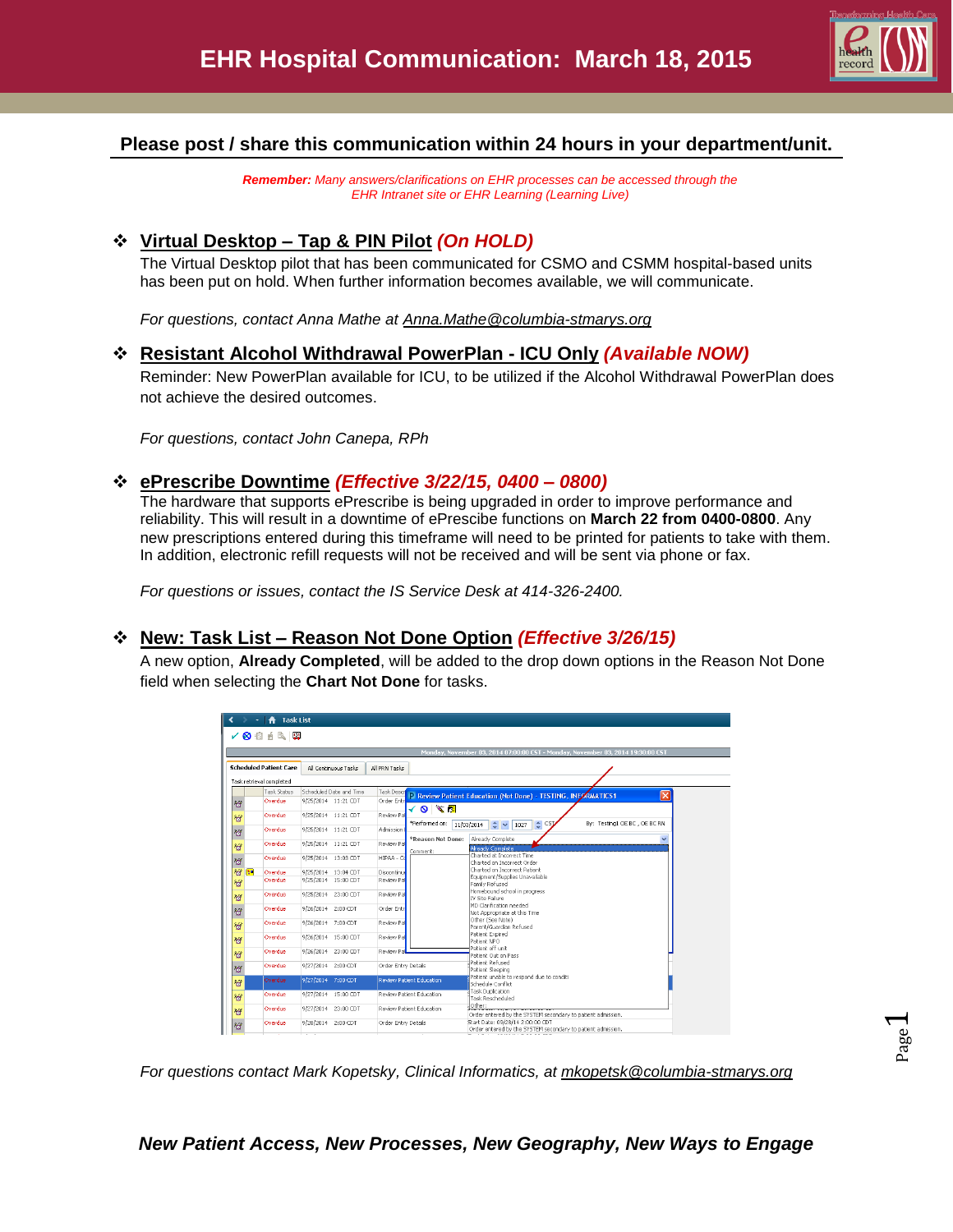# EHR Hospital Communication: March 18, 2015

**Please post / share this communication within 24 hours in your department/unit.**

***Remember:*** *Many answers/clarifications on EHR processes can be accessed through the EHR Intranet site or EHR Learning (Learning Live)*

## ❖ Virtual Desktop – Tap & PIN Pilot *(On HOLD)*

The Virtual Desktop pilot that has been communicated for CSMO and CSMM hospital-based units has been put on hold. When further information becomes available, we will communicate.

*For questions, contact Anna Mathe at Anna.Mathe@columbia-stmarys.org*

## ❖ Resistant Alcohol Withdrawal PowerPlan - ICU Only *(Available NOW)*

Reminder: New PowerPlan available for ICU, to be utilized if the Alcohol Withdrawal PowerPlan does not achieve the desired outcomes.

*For questions, contact John Canepa, RPh*

## ❖ ePrescribe Downtime *(Effective 3/22/15, 0400 – 0800)*

The hardware that supports ePrescribe is being upgraded in order to improve performance and reliability. This will result in a downtime of ePrescibe functions on **March 22 from 0400-0800**. Any new prescriptions entered during this timeframe will need to be printed for patients to take with them. In addition, electronic refill requests will not be received and will be sent via phone or fax.

*For questions or issues, contact the IS Service Desk at 414-326-2400.*

## ❖ New: Task List – Reason Not Done Option *(Effective 3/26/15)*

A new option, **Already Completed**, will be added to the drop down options in the Reason Not Done field when selecting the **Chart Not Done** for tasks.

*For questions contact Mark Kopetsky, Clinical Informatics, at mkopetsk@columbia-stmarys.org*

***New Patient Access, New Processes, New Geography, New Ways to Engage***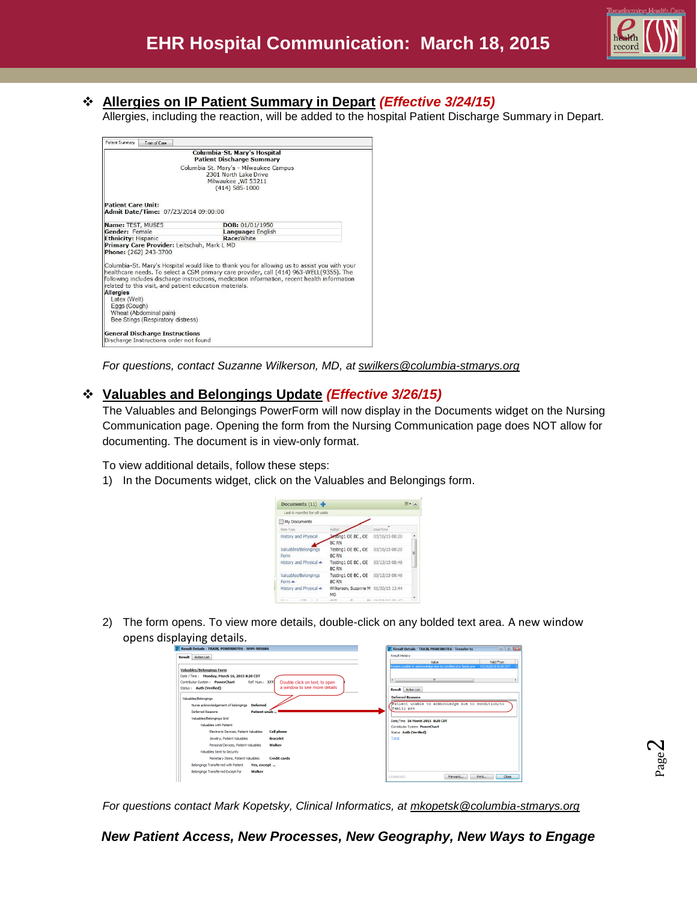# EHR Hospital Communication: March 18, 2015

## Allergies on IP Patient Summary in Depart *(Effective 3/24/15)*

Allergies, including the reaction, will be added to the hospital Patient Discharge Summary in Depart.

*For questions, contact Suzanne Wilkerson, MD, at swilkers@columbia-stmarys.org*

## Valuables and Belongings Update *(Effective 3/26/15)*

The Valuables and Belongings PowerForm will now display in the Documents widget on the Nursing Communication page. Opening the form from the Nursing Communication page does NOT allow for documenting. The document is in view-only format.

To view additional details, follow these steps:

1) In the Documents widget, click on the Valuables and Belongings form.

2) The form opens. To view more details, double-click on any bolded text area. A new window opens displaying details.

*For questions contact Mark Kopetsky, Clinical Informatics, at mkopetsk@columbia-stmarys.org*

***New Patient Access, New Processes, New Geography, New Ways to Engage***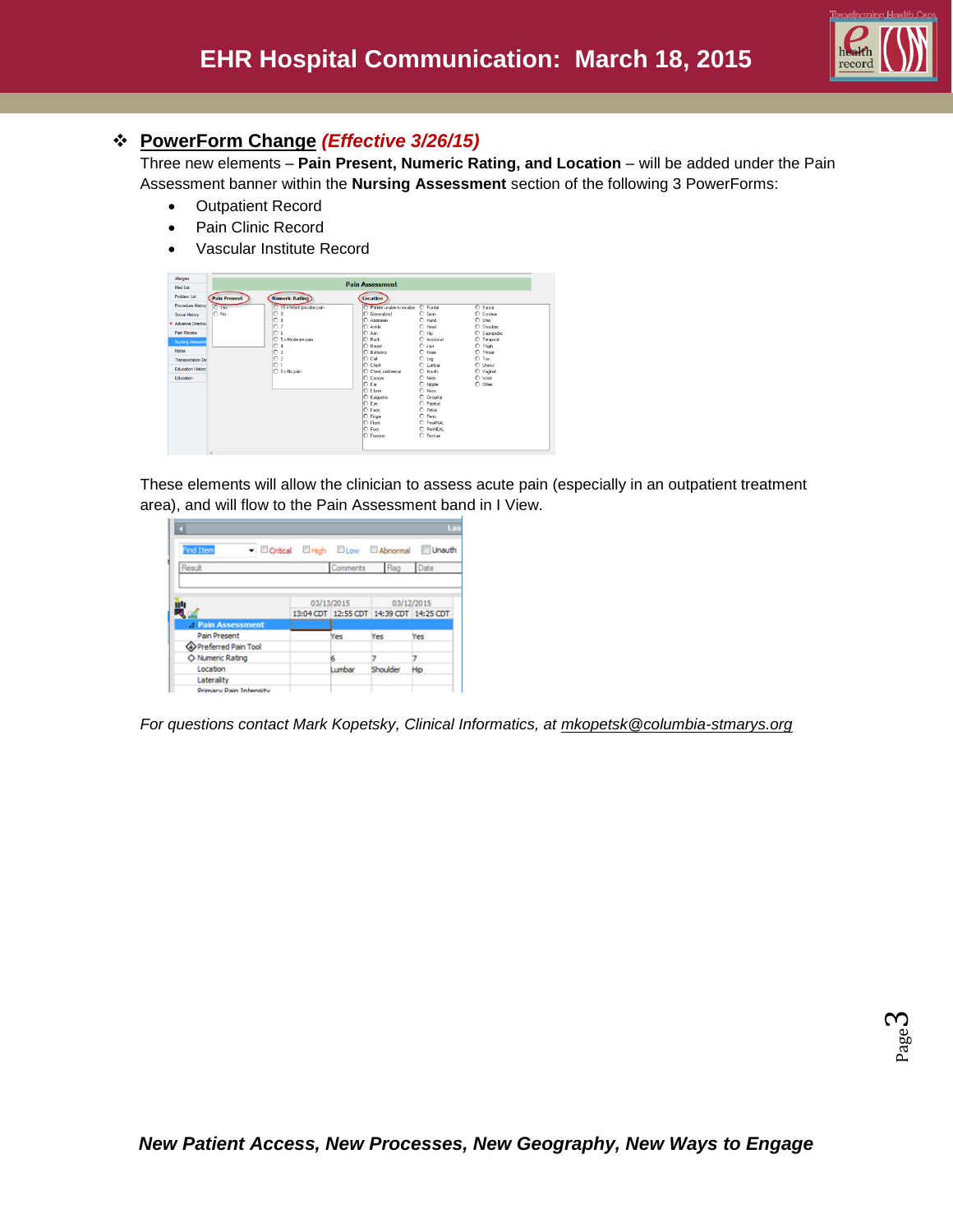# EHR Hospital Communication: March 18, 2015

## PowerForm Change *(Effective 3/26/15)*

Three new elements – **Pain Present, Numeric Rating, and Location** – will be added under the Pain Assessment banner within the **Nursing Assessment** section of the following 3 PowerForms:

- Outpatient Record
- Pain Clinic Record
- Vascular Institute Record

These elements will allow the clinician to assess acute pain (especially in an outpatient treatment area), and will flow to the Pain Assessment band in I View.

*For questions contact Mark Kopetsky, Clinical Informatics, at mkopetsk@columbia-stmarys.org*

***New Patient Access, New Processes, New Geography, New Ways to Engage***